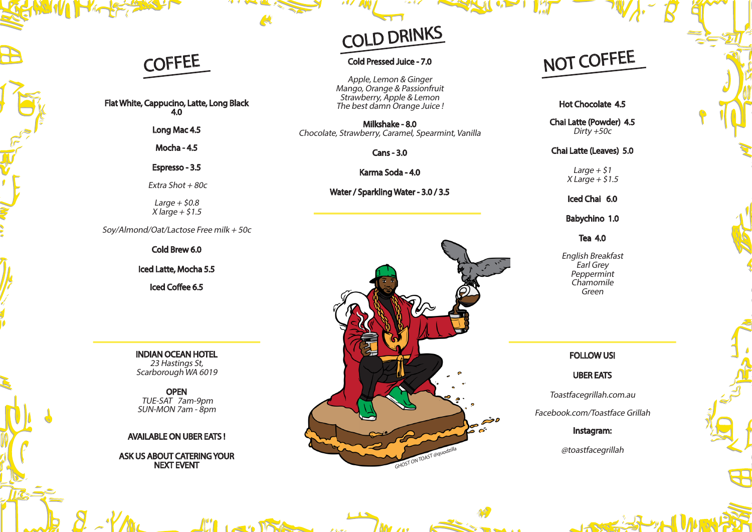## COFFEE

**Flat White, Cappucino, Latte, Long Black**
**4.0**

**Long Mac 4.5**

**Mocha - 4.5**

**Espresso - 3.5**

*Extra Shot + 80c*

*Large + $0.8*
*X large + $1.5*

*Soy/Almond/Oat/Lactose Free milk + 50c*

**Cold Brew 6.0**

**Iced Latte, Mocha 5.5**

**Iced Coffee 6.5**

**INDIAN OCEAN HOTEL**
*23 Hastings St,*
*Scarborough WA 6019*

**OPEN**
*TUE-SAT 7am-9pm*
*SUN-MON 7am - 8pm*

**AVAILABLE ON UBER EATS !**

**ASK US ABOUT CATERING YOUR NEXT EVENT**

## COLD DRINKS

**Cold Pressed Juice - 7.0**

*Apple, Lemon & Ginger*
*Mango, Orange & Passionfruit*
*Strawberry, Apple & Lemon*
*The best damn Orange Juice !*

**Milkshake - 8.0**
*Chocolate, Strawberry, Caramel, Spearmint, Vanilla*

**Cans - 3.0**

**Karma Soda - 4.0**

**Water / Sparkling Water - 3.0 / 3.5**

GHOST ON TOAST @quodzilla

## NOT COFFEE

**Hot Chocolate 4.5**

**Chai Latte (Powder) 4.5**
*Dirty +50c*

**Chai Latte (Leaves) 5.0**

*Large + $1*
*X Large + $1.5*

**Iced Chai 6.0**

**Babychino 1.0**

**Tea 4.0**

*English Breakfast*
*Earl Grey*
*Peppermint*
*Chamomile*
*Green*

**FOLLOW US!**

**UBER EATS**

*Toastfacegrillah.com.au*

*Facebook.com/Toastface Grillah*

**Instagram:**

*@toastfacegrillah*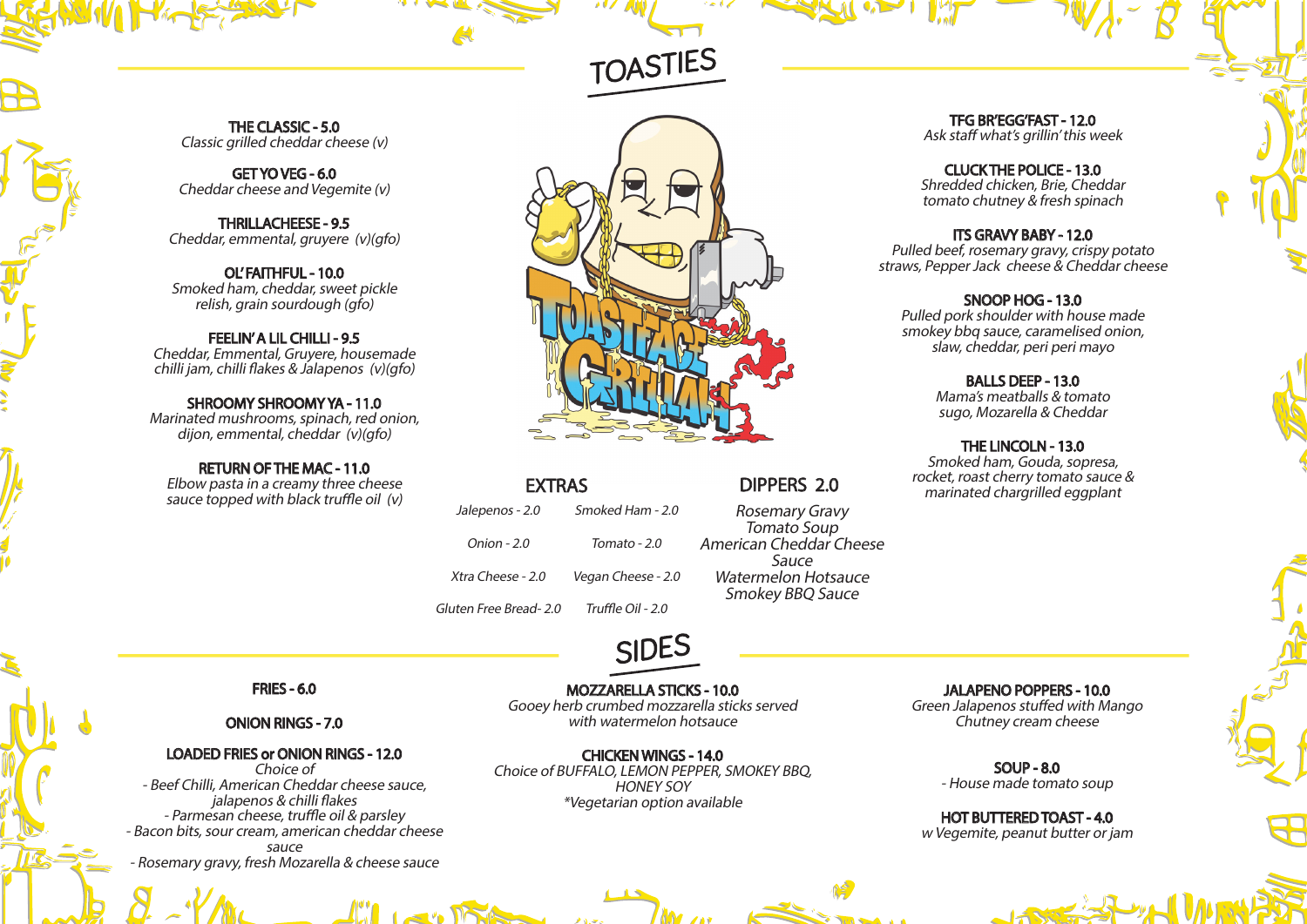# TOASTIES

**THE CLASSIC - 5.0**
*Classic grilled cheddar cheese (v)*

**GET YO VEG - 6.0**
*Cheddar cheese and Vegemite (v)*

**THRILLACHEESE - 9.5**
*Cheddar, emmental, gruyere (v)(gfo)*

**OL' FAITHFUL - 10.0**
*Smoked ham, cheddar, sweet pickle relish, grain sourdough (gfo)*

**FEELIN' A LIL CHILLI - 9.5**
*Cheddar, Emmental, Gruyere, housemade chilli jam, chilli flakes & Jalapenos (v)(gfo)*

**SHROOMY SHROOMY YA - 11.0**
*Marinated mushrooms, spinach, red onion, dijon, emmental, cheddar (v)(gfo)*

**RETURN OF THE MAC - 11.0**
*Elbow pasta in a creamy three cheese sauce topped with black truffle oil (v)*

TOASTFACE GRILLAH

## EXTRAS

*Jalepenos - 2.0*
*Smoked Ham - 2.0*
*Onion - 2.0*
*Tomato - 2.0*
*Xtra Cheese - 2.0*
*Vegan Cheese - 2.0*
*Gluten Free Bread- 2.0*
*Truffle Oil - 2.0*

## DIPPERS 2.0

*Rosemary Gravy*
*Tomato Soup*
*American Cheddar Cheese Sauce*
*Watermelon Hotsauce*
*Smokey BBQ Sauce*

**TFG BR'EGG'FAST - 12.0**
*Ask staff what's grillin' this week*

**CLUCK THE POLICE - 13.0**
*Shredded chicken, Brie, Cheddar tomato chutney & fresh spinach*

**ITS GRAVY BABY - 12.0**
*Pulled beef, rosemary gravy, crispy potato straws, Pepper Jack cheese & Cheddar cheese*

**SNOOP HOG - 13.0**
*Pulled pork shoulder with house made smokey bbq sauce, caramelised onion, slaw, cheddar, peri peri mayo*

**BALLS DEEP - 13.0**
*Mama's meatballs & tomato sugo, Mozarella & Cheddar*

**THE LINCOLN - 13.0**
*Smoked ham, Gouda, sopresa, rocket, roast cherry tomato sauce & marinated chargrilled eggplant*

# SIDES

**FRIES - 6.0**

**ONION RINGS - 7.0**

**LOADED FRIES or ONION RINGS - 12.0**
*Choice of*
*- Beef Chilli, American Cheddar cheese sauce, jalapenos & chilli flakes*
*- Parmesan cheese, truffle oil & parsley*
*- Bacon bits, sour cream, american cheddar cheese sauce*
*- Rosemary gravy, fresh Mozarella & cheese sauce*

**MOZZARELLA STICKS - 10.0**
*Gooey herb crumbed mozzarella sticks served with watermelon hotsauce*

**CHICKEN WINGS - 14.0**
*Choice of BUFFALO, LEMON PEPPER, SMOKEY BBQ, HONEY SOY*
**Vegetarian option available*

**JALAPENO POPPERS - 10.0**
*Green Jalapenos stuffed with Mango Chutney cream cheese*

**SOUP - 8.0**
*- House made tomato soup*

**HOT BUTTERED TOAST - 4.0**
*w Vegemite, peanut butter or jam*